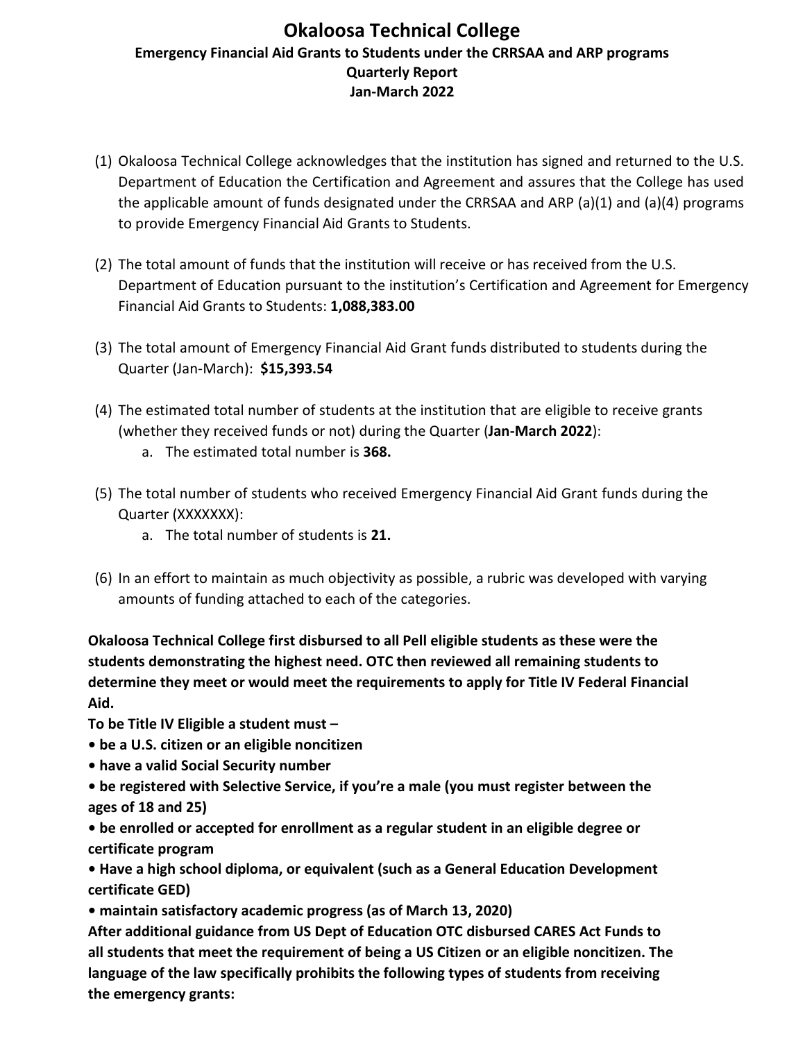# Okaloosa Technical College

## Emergency Financial Aid Grants to Students under the CRRSAA and ARP programs

## Quarterly Report

## Jan-March 2022

(1) Okaloosa Technical College acknowledges that the institution has signed and returned to the U.S. Department of Education the Certification and Agreement and assures that the College has used the applicable amount of funds designated under the CRRSAA and ARP (a)(1) and (a)(4) programs to provide Emergency Financial Aid Grants to Students.

(2) The total amount of funds that the institution will receive or has received from the U.S. Department of Education pursuant to the institution's Certification and Agreement for Emergency Financial Aid Grants to Students: **1,088,383.00**

(3) The total amount of Emergency Financial Aid Grant funds distributed to students during the Quarter (Jan-March): **$15,393.54**

(4) The estimated total number of students at the institution that are eligible to receive grants (whether they received funds or not) during the Quarter (**Jan-March 2022**):
   a. The estimated total number is **368.**

(5) The total number of students who received Emergency Financial Aid Grant funds during the Quarter (XXXXXXX):
   a. The total number of students is **21.**

(6) In an effort to maintain as much objectivity as possible, a rubric was developed with varying amounts of funding attached to each of the categories.

**Okaloosa Technical College first disbursed to all Pell eligible students as these were the students demonstrating the highest need. OTC then reviewed all remaining students to determine they meet or would meet the requirements to apply for Title IV Federal Financial Aid.**

**To be Title IV Eligible a student must –**

- **be a U.S. citizen or an eligible noncitizen**
- **have a valid Social Security number**
- **be registered with Selective Service, if you're a male (you must register between the ages of 18 and 25)**
- **be enrolled or accepted for enrollment as a regular student in an eligible degree or certificate program**
- **Have a high school diploma, or equivalent (such as a General Education Development certificate GED)**
- **maintain satisfactory academic progress (as of March 13, 2020)**

**After additional guidance from US Dept of Education OTC disbursed CARES Act Funds to all students that meet the requirement of being a US Citizen or an eligible noncitizen. The language of the law specifically prohibits the following types of students from receiving the emergency grants:**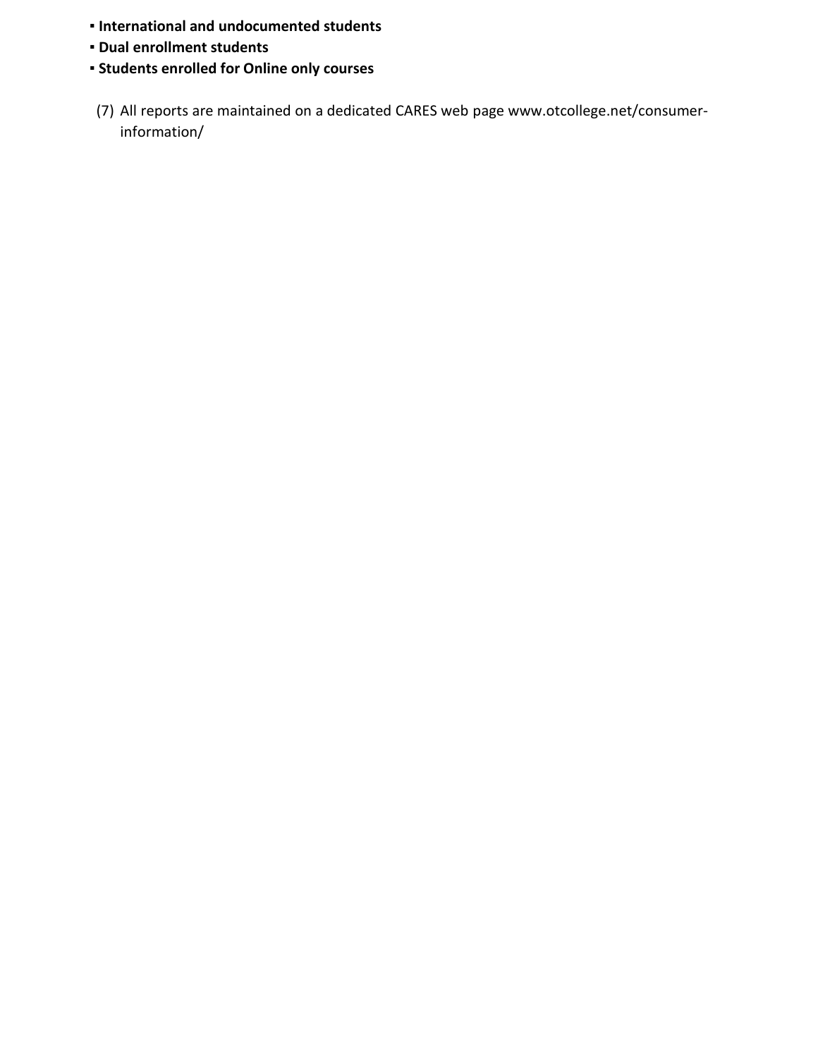- **International and undocumented students**
- **Dual enrollment students**
- **Students enrolled for Online only courses**

(7) All reports are maintained on a dedicated CARES web page www.otcollege.net/consumer-information/